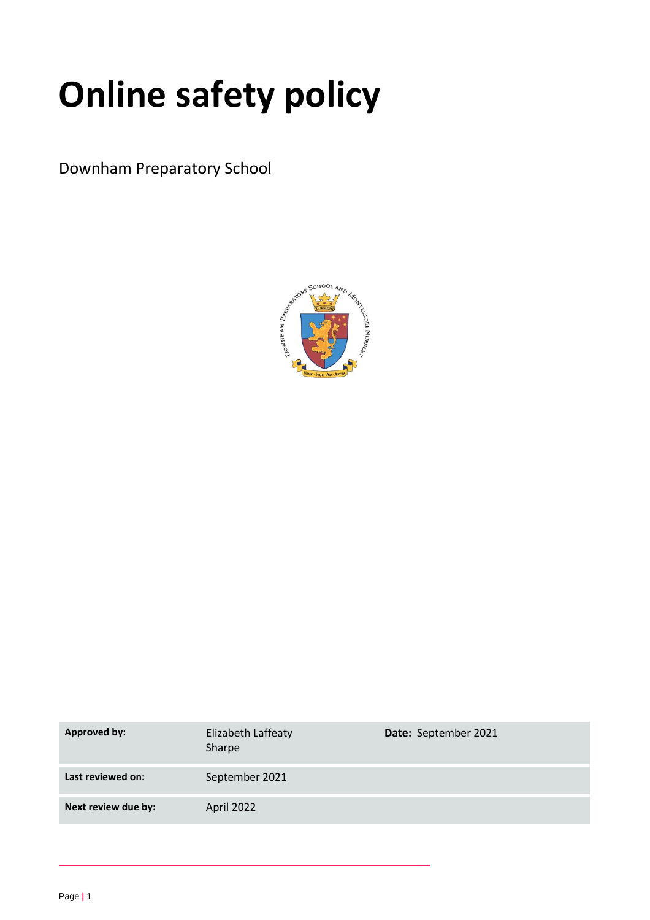# Online safety policy

Downham Preparatory School

| Approved by: | Elizabeth Laffeaty Sharpe | Date: September 2021 |
| --- | --- | --- |
| Last reviewed on: | September 2021 | |
| Next review due by: | April 2022 | |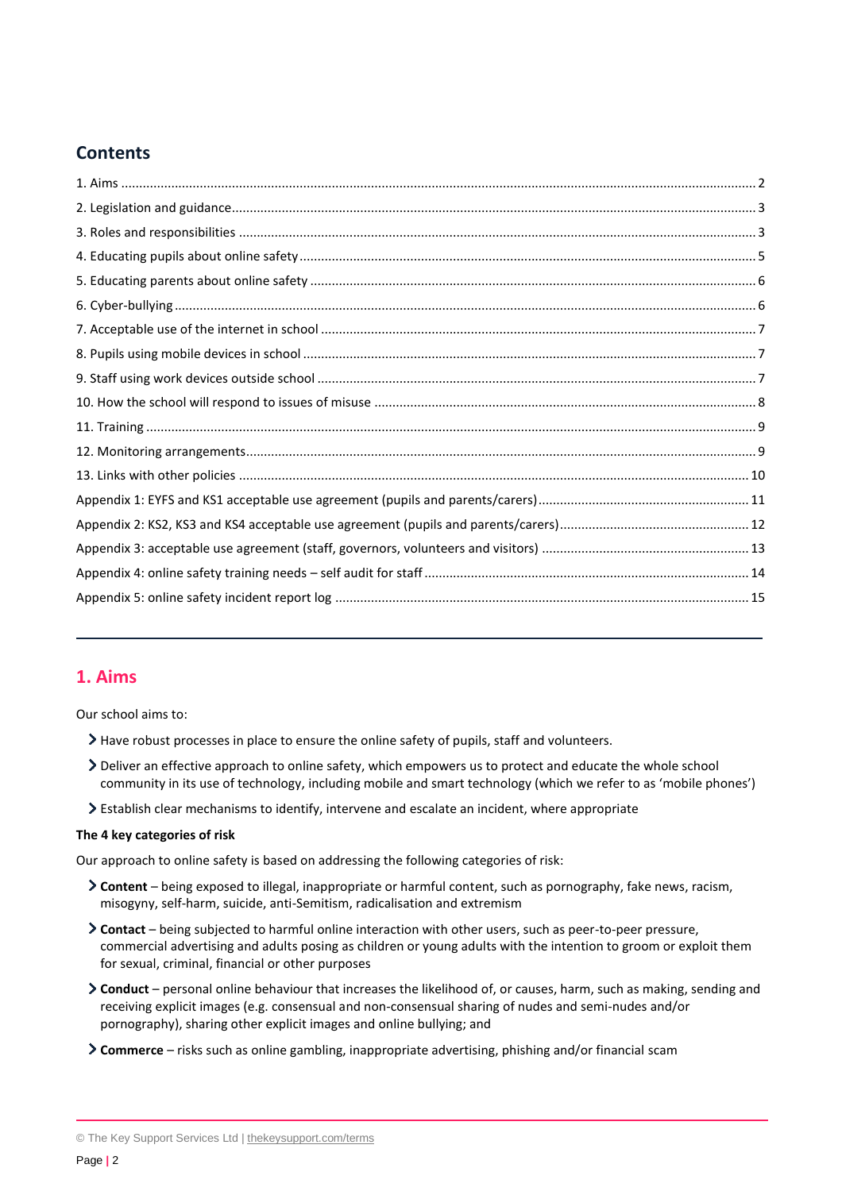## Contents

1. Aims ... 2
2. Legislation and guidance ... 3
3. Roles and responsibilities ... 3
4. Educating pupils about online safety ... 5
5. Educating parents about online safety ... 6
6. Cyber-bullying ... 6
7. Acceptable use of the internet in school ... 7
8. Pupils using mobile devices in school ... 7
9. Staff using work devices outside school ... 7
10. How the school will respond to issues of misuse ... 8
11. Training ... 9
12. Monitoring arrangements ... 9
13. Links with other policies ... 10

Appendix 1: EYFS and KS1 acceptable use agreement (pupils and parents/carers) ... 11
Appendix 2: KS2, KS3 and KS4 acceptable use agreement (pupils and parents/carers) ... 12
Appendix 3: acceptable use agreement (staff, governors, volunteers and visitors) ... 13
Appendix 4: online safety training needs – self audit for staff ... 14
Appendix 5: online safety incident report log ... 15

---

## 1. Aims

Our school aims to:

- Have robust processes in place to ensure the online safety of pupils, staff and volunteers.
- Deliver an effective approach to online safety, which empowers us to protect and educate the whole school community in its use of technology, including mobile and smart technology (which we refer to as 'mobile phones')
- Establish clear mechanisms to identify, intervene and escalate an incident, where appropriate

**The 4 key categories of risk**

Our approach to online safety is based on addressing the following categories of risk:

- **Content** – being exposed to illegal, inappropriate or harmful content, such as pornography, fake news, racism, misogyny, self-harm, suicide, anti-Semitism, radicalisation and extremism
- **Contact** – being subjected to harmful online interaction with other users, such as peer-to-peer pressure, commercial advertising and adults posing as children or young adults with the intention to groom or exploit them for sexual, criminal, financial or other purposes
- **Conduct** – personal online behaviour that increases the likelihood of, or causes, harm, such as making, sending and receiving explicit images (e.g. consensual and non-consensual sharing of nudes and semi-nudes and/or pornography), sharing other explicit images and online bullying; and
- **Commerce** – risks such as online gambling, inappropriate advertising, phishing and/or financial scam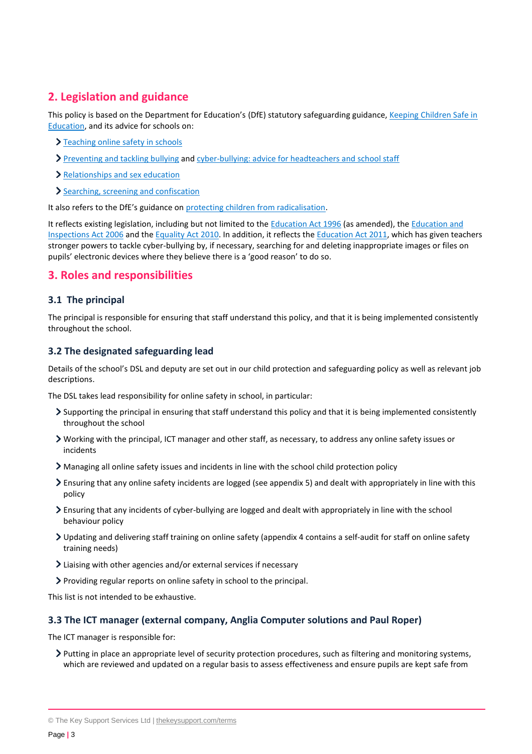## 2. Legislation and guidance

This policy is based on the Department for Education's (DfE) statutory safeguarding guidance, Keeping Children Safe in Education, and its advice for schools on:

- Teaching online safety in schools
- Preventing and tackling bullying and cyber-bullying: advice for headteachers and school staff
- Relationships and sex education
- Searching, screening and confiscation

It also refers to the DfE's guidance on protecting children from radicalisation.

It reflects existing legislation, including but not limited to the Education Act 1996 (as amended), the Education and Inspections Act 2006 and the Equality Act 2010. In addition, it reflects the Education Act 2011, which has given teachers stronger powers to tackle cyber-bullying by, if necessary, searching for and deleting inappropriate images or files on pupils' electronic devices where they believe there is a 'good reason' to do so.

## 3. Roles and responsibilities

### 3.1 The principal

The principal is responsible for ensuring that staff understand this policy, and that it is being implemented consistently throughout the school.

### 3.2 The designated safeguarding lead

Details of the school's DSL and deputy are set out in our child protection and safeguarding policy as well as relevant job descriptions.

The DSL takes lead responsibility for online safety in school, in particular:

- Supporting the principal in ensuring that staff understand this policy and that it is being implemented consistently throughout the school
- Working with the principal, ICT manager and other staff, as necessary, to address any online safety issues or incidents
- Managing all online safety issues and incidents in line with the school child protection policy
- Ensuring that any online safety incidents are logged (see appendix 5) and dealt with appropriately in line with this policy
- Ensuring that any incidents of cyber-bullying are logged and dealt with appropriately in line with the school behaviour policy
- Updating and delivering staff training on online safety (appendix 4 contains a self-audit for staff on online safety training needs)
- Liaising with other agencies and/or external services if necessary
- Providing regular reports on online safety in school to the principal.

This list is not intended to be exhaustive.

### 3.3 The ICT manager (external company, Anglia Computer solutions and Paul Roper)

The ICT manager is responsible for:

- Putting in place an appropriate level of security protection procedures, such as filtering and monitoring systems, which are reviewed and updated on a regular basis to assess effectiveness and ensure pupils are kept safe from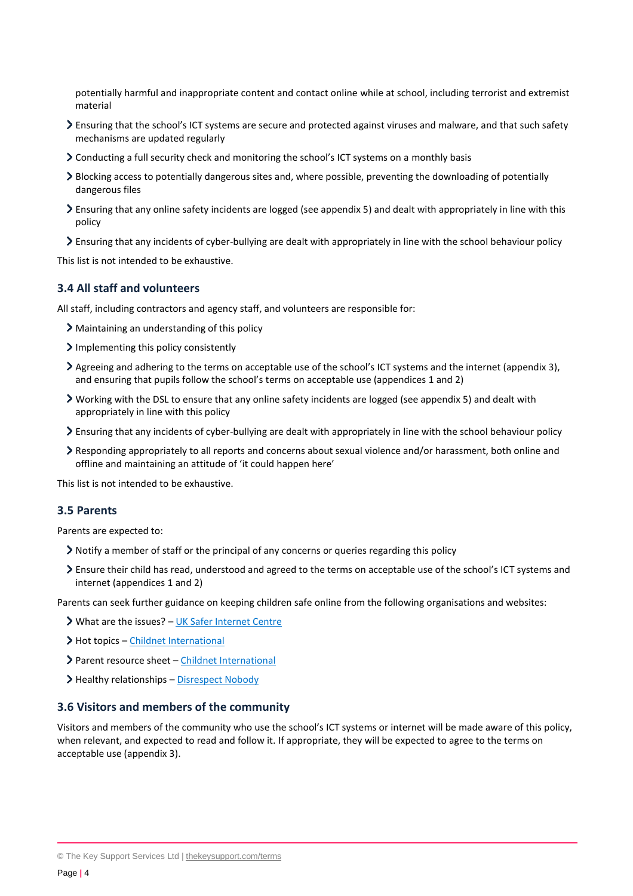potentially harmful and inappropriate content and contact online while at school, including terrorist and extremist material

- Ensuring that the school's ICT systems are secure and protected against viruses and malware, and that such safety mechanisms are updated regularly
- Conducting a full security check and monitoring the school's ICT systems on a monthly basis
- Blocking access to potentially dangerous sites and, where possible, preventing the downloading of potentially dangerous files
- Ensuring that any online safety incidents are logged (see appendix 5) and dealt with appropriately in line with this policy
- Ensuring that any incidents of cyber-bullying are dealt with appropriately in line with the school behaviour policy

This list is not intended to be exhaustive.

### 3.4 All staff and volunteers

All staff, including contractors and agency staff, and volunteers are responsible for:

- Maintaining an understanding of this policy
- Implementing this policy consistently
- Agreeing and adhering to the terms on acceptable use of the school's ICT systems and the internet (appendix 3), and ensuring that pupils follow the school's terms on acceptable use (appendices 1 and 2)
- Working with the DSL to ensure that any online safety incidents are logged (see appendix 5) and dealt with appropriately in line with this policy
- Ensuring that any incidents of cyber-bullying are dealt with appropriately in line with the school behaviour policy
- Responding appropriately to all reports and concerns about sexual violence and/or harassment, both online and offline and maintaining an attitude of 'it could happen here'

This list is not intended to be exhaustive.

### 3.5 Parents

Parents are expected to:

- Notify a member of staff or the principal of any concerns or queries regarding this policy
- Ensure their child has read, understood and agreed to the terms on acceptable use of the school's ICT systems and internet (appendices 1 and 2)

Parents can seek further guidance on keeping children safe online from the following organisations and websites:

- What are the issues? – UK Safer Internet Centre
- Hot topics – Childnet International
- Parent resource sheet – Childnet International
- Healthy relationships – Disrespect Nobody

### 3.6 Visitors and members of the community

Visitors and members of the community who use the school's ICT systems or internet will be made aware of this policy, when relevant, and expected to read and follow it. If appropriate, they will be expected to agree to the terms on acceptable use (appendix 3).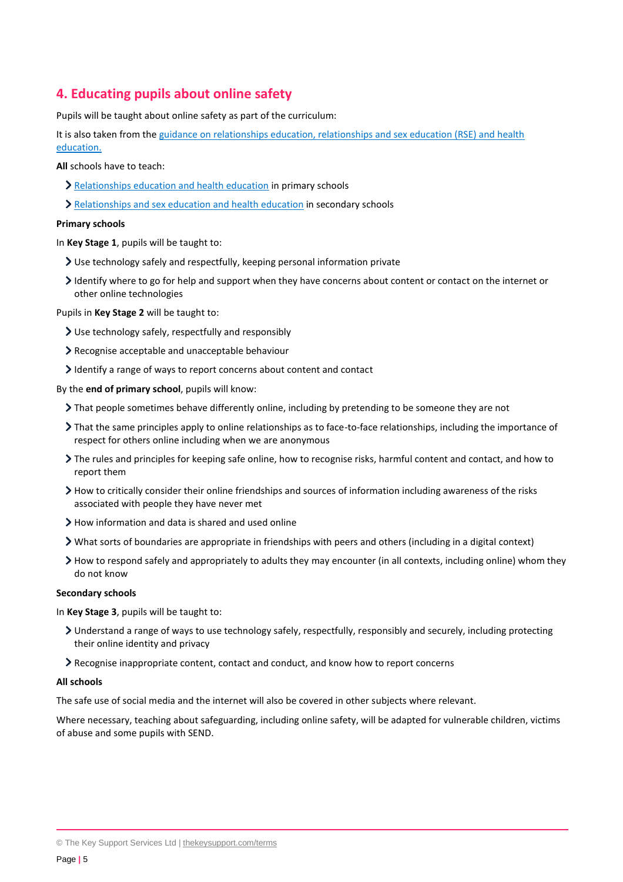## 4. Educating pupils about online safety

Pupils will be taught about online safety as part of the curriculum:

It is also taken from the [guidance on relationships education, relationships and sex education (RSE) and health education.](#)

**All** schools have to teach:

- [Relationships education and health education](#) in primary schools
- [Relationships and sex education and health education](#) in secondary schools

**Primary schools**

In **Key Stage 1**, pupils will be taught to:

- Use technology safely and respectfully, keeping personal information private
- Identify where to go for help and support when they have concerns about content or contact on the internet or other online technologies

Pupils in **Key Stage 2** will be taught to:

- Use technology safely, respectfully and responsibly
- Recognise acceptable and unacceptable behaviour
- Identify a range of ways to report concerns about content and contact

By the **end of primary school**, pupils will know:

- That people sometimes behave differently online, including by pretending to be someone they are not
- That the same principles apply to online relationships as to face-to-face relationships, including the importance of respect for others online including when we are anonymous
- The rules and principles for keeping safe online, how to recognise risks, harmful content and contact, and how to report them
- How to critically consider their online friendships and sources of information including awareness of the risks associated with people they have never met
- How information and data is shared and used online
- What sorts of boundaries are appropriate in friendships with peers and others (including in a digital context)
- How to respond safely and appropriately to adults they may encounter (in all contexts, including online) whom they do not know

**Secondary schools**

In **Key Stage 3**, pupils will be taught to:

- Understand a range of ways to use technology safely, respectfully, responsibly and securely, including protecting their online identity and privacy
- Recognise inappropriate content, contact and conduct, and know how to report concerns

**All schools**

The safe use of social media and the internet will also be covered in other subjects where relevant.

Where necessary, teaching about safeguarding, including online safety, will be adapted for vulnerable children, victims of abuse and some pupils with SEND.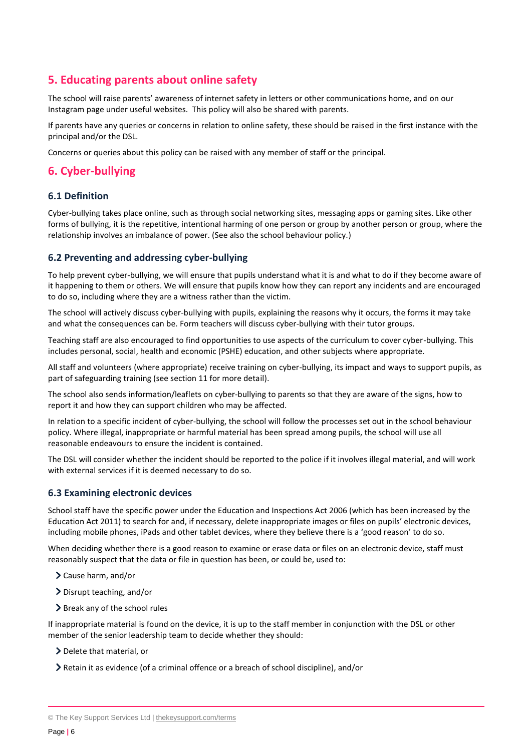## 5. Educating parents about online safety

The school will raise parents' awareness of internet safety in letters or other communications home, and on our Instagram page under useful websites. This policy will also be shared with parents.

If parents have any queries or concerns in relation to online safety, these should be raised in the first instance with the principal and/or the DSL.

Concerns or queries about this policy can be raised with any member of staff or the principal.

## 6. Cyber-bullying

### 6.1 Definition

Cyber-bullying takes place online, such as through social networking sites, messaging apps or gaming sites. Like other forms of bullying, it is the repetitive, intentional harming of one person or group by another person or group, where the relationship involves an imbalance of power. (See also the school behaviour policy.)

### 6.2 Preventing and addressing cyber-bullying

To help prevent cyber-bullying, we will ensure that pupils understand what it is and what to do if they become aware of it happening to them or others. We will ensure that pupils know how they can report any incidents and are encouraged to do so, including where they are a witness rather than the victim.

The school will actively discuss cyber-bullying with pupils, explaining the reasons why it occurs, the forms it may take and what the consequences can be. Form teachers will discuss cyber-bullying with their tutor groups.

Teaching staff are also encouraged to find opportunities to use aspects of the curriculum to cover cyber-bullying. This includes personal, social, health and economic (PSHE) education, and other subjects where appropriate.

All staff and volunteers (where appropriate) receive training on cyber-bullying, its impact and ways to support pupils, as part of safeguarding training (see section 11 for more detail).

The school also sends information/leaflets on cyber-bullying to parents so that they are aware of the signs, how to report it and how they can support children who may be affected.

In relation to a specific incident of cyber-bullying, the school will follow the processes set out in the school behaviour policy. Where illegal, inappropriate or harmful material has been spread among pupils, the school will use all reasonable endeavours to ensure the incident is contained.

The DSL will consider whether the incident should be reported to the police if it involves illegal material, and will work with external services if it is deemed necessary to do so.

### 6.3 Examining electronic devices

School staff have the specific power under the Education and Inspections Act 2006 (which has been increased by the Education Act 2011) to search for and, if necessary, delete inappropriate images or files on pupils' electronic devices, including mobile phones, iPads and other tablet devices, where they believe there is a 'good reason' to do so.

When deciding whether there is a good reason to examine or erase data or files on an electronic device, staff must reasonably suspect that the data or file in question has been, or could be, used to:

- Cause harm, and/or
- Disrupt teaching, and/or
- Break any of the school rules

If inappropriate material is found on the device, it is up to the staff member in conjunction with the DSL or other member of the senior leadership team to decide whether they should:

- Delete that material, or
- Retain it as evidence (of a criminal offence or a breach of school discipline), and/or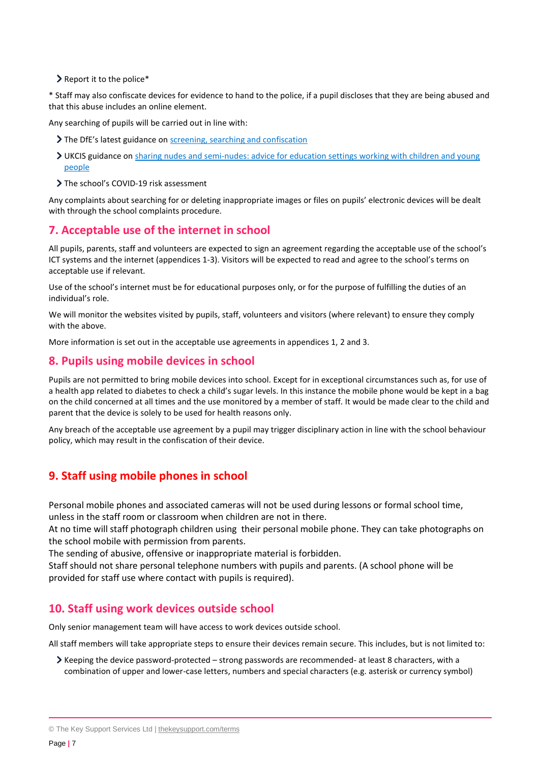- Report it to the police*

* Staff may also confiscate devices for evidence to hand to the police, if a pupil discloses that they are being abused and that this abuse includes an online element.

Any searching of pupils will be carried out in line with:

- The DfE's latest guidance on [screening, searching and confiscation]()
- UKCIS guidance on [sharing nudes and semi-nudes: advice for education settings working with children and young people]()
- The school's COVID-19 risk assessment

Any complaints about searching for or deleting inappropriate images or files on pupils' electronic devices will be dealt with through the school complaints procedure.

## 7. Acceptable use of the internet in school

All pupils, parents, staff and volunteers are expected to sign an agreement regarding the acceptable use of the school's ICT systems and the internet (appendices 1-3). Visitors will be expected to read and agree to the school's terms on acceptable use if relevant.

Use of the school's internet must be for educational purposes only, or for the purpose of fulfilling the duties of an individual's role.

We will monitor the websites visited by pupils, staff, volunteers and visitors (where relevant) to ensure they comply with the above.

More information is set out in the acceptable use agreements in appendices 1, 2 and 3.

## 8. Pupils using mobile devices in school

Pupils are not permitted to bring mobile devices into school. Except for in exceptional circumstances such as, for use of a health app related to diabetes to check a child's sugar levels. In this instance the mobile phone would be kept in a bag on the child concerned at all times and the use monitored by a member of staff. It would be made clear to the child and parent that the device is solely to be used for health reasons only.

Any breach of the acceptable use agreement by a pupil may trigger disciplinary action in line with the school behaviour policy, which may result in the confiscation of their device.

## 9. Staff using mobile phones in school

Personal mobile phones and associated cameras will not be used during lessons or formal school time, unless in the staff room or classroom when children are not in there.
At no time will staff photograph children using their personal mobile phone. They can take photographs on the school mobile with permission from parents.
The sending of abusive, offensive or inappropriate material is forbidden.
Staff should not share personal telephone numbers with pupils and parents. (A school phone will be provided for staff use where contact with pupils is required).

## 10. Staff using work devices outside school

Only senior management team will have access to work devices outside school.

All staff members will take appropriate steps to ensure their devices remain secure. This includes, but is not limited to:

- Keeping the device password-protected – strong passwords are recommended- at least 8 characters, with a combination of upper and lower-case letters, numbers and special characters (e.g. asterisk or currency symbol)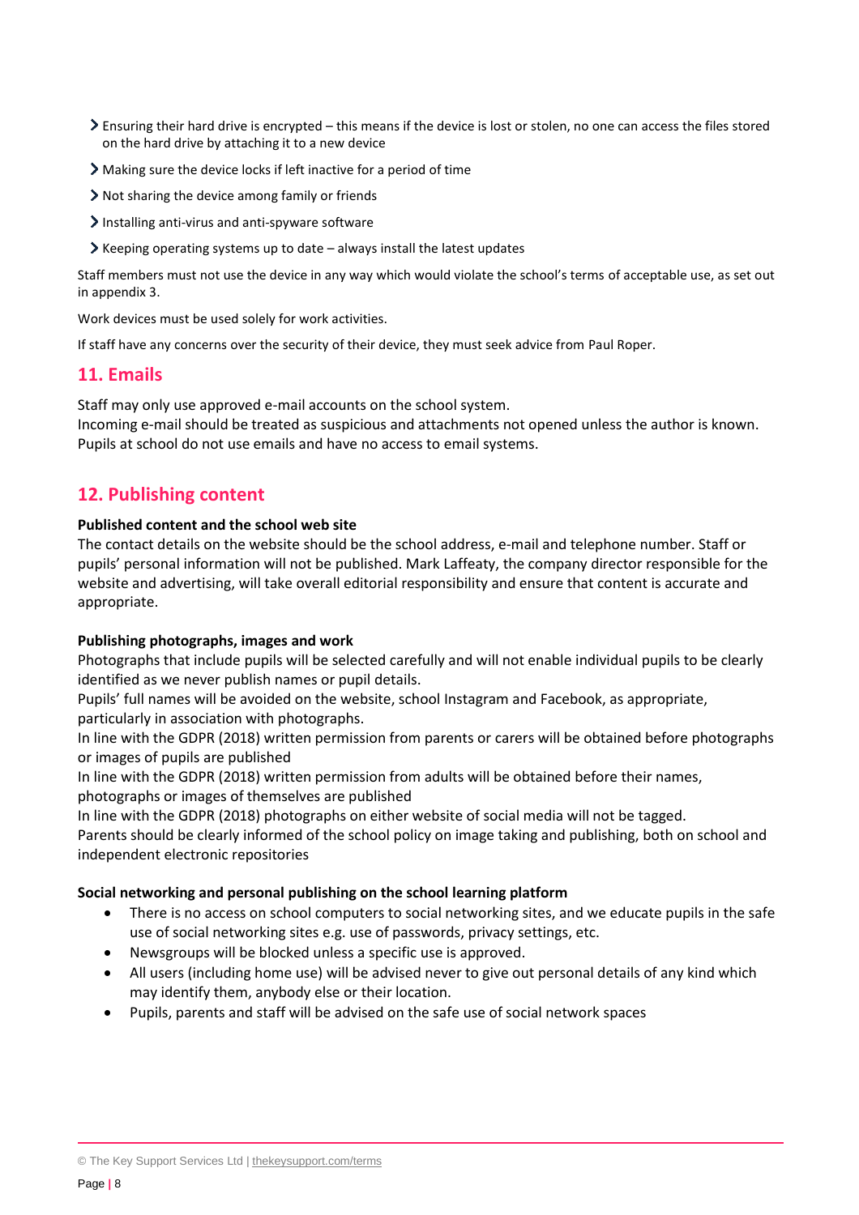- Ensuring their hard drive is encrypted – this means if the device is lost or stolen, no one can access the files stored on the hard drive by attaching it to a new device
- Making sure the device locks if left inactive for a period of time
- Not sharing the device among family or friends
- Installing anti-virus and anti-spyware software
- Keeping operating systems up to date – always install the latest updates

Staff members must not use the device in any way which would violate the school's terms of acceptable use, as set out in appendix 3.

Work devices must be used solely for work activities.

If staff have any concerns over the security of their device, they must seek advice from Paul Roper.

## 11. Emails

Staff may only use approved e-mail accounts on the school system.
Incoming e-mail should be treated as suspicious and attachments not opened unless the author is known.
Pupils at school do not use emails and have no access to email systems.

## 12. Publishing content

**Published content and the school web site**
The contact details on the website should be the school address, e-mail and telephone number. Staff or pupils' personal information will not be published. Mark Laffeaty, the company director responsible for the website and advertising, will take overall editorial responsibility and ensure that content is accurate and appropriate.

**Publishing photographs, images and work**
Photographs that include pupils will be selected carefully and will not enable individual pupils to be clearly identified as we never publish names or pupil details.
Pupils' full names will be avoided on the website, school Instagram and Facebook, as appropriate, particularly in association with photographs.
In line with the GDPR (2018) written permission from parents or carers will be obtained before photographs or images of pupils are published
In line with the GDPR (2018) written permission from adults will be obtained before their names, photographs or images of themselves are published
In line with the GDPR (2018) photographs on either website of social media will not be tagged.
Parents should be clearly informed of the school policy on image taking and publishing, both on school and independent electronic repositories

**Social networking and personal publishing on the school learning platform**

- There is no access on school computers to social networking sites, and we educate pupils in the safe use of social networking sites e.g. use of passwords, privacy settings, etc.
- Newsgroups will be blocked unless a specific use is approved.
- All users (including home use) will be advised never to give out personal details of any kind which may identify them, anybody else or their location.
- Pupils, parents and staff will be advised on the safe use of social network spaces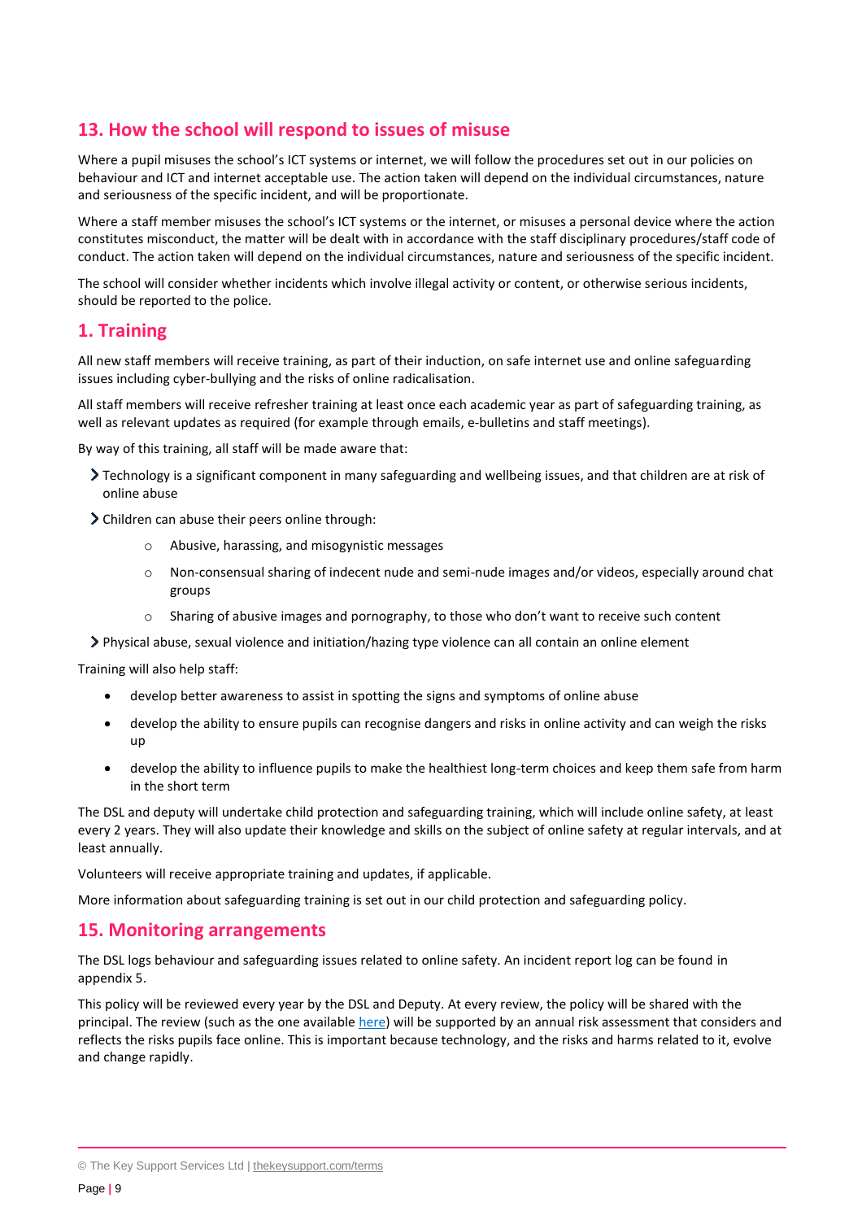## 13. How the school will respond to issues of misuse

Where a pupil misuses the school's ICT systems or internet, we will follow the procedures set out in our policies on behaviour and ICT and internet acceptable use. The action taken will depend on the individual circumstances, nature and seriousness of the specific incident, and will be proportionate.

Where a staff member misuses the school's ICT systems or the internet, or misuses a personal device where the action constitutes misconduct, the matter will be dealt with in accordance with the staff disciplinary procedures/staff code of conduct. The action taken will depend on the individual circumstances, nature and seriousness of the specific incident.

The school will consider whether incidents which involve illegal activity or content, or otherwise serious incidents, should be reported to the police.

## 1. Training

All new staff members will receive training, as part of their induction, on safe internet use and online safeguarding issues including cyber-bullying and the risks of online radicalisation.

All staff members will receive refresher training at least once each academic year as part of safeguarding training, as well as relevant updates as required (for example through emails, e-bulletins and staff meetings).

By way of this training, all staff will be made aware that:

- Technology is a significant component in many safeguarding and wellbeing issues, and that children are at risk of online abuse
- Children can abuse their peers online through:
    - Abusive, harassing, and misogynistic messages
    - Non-consensual sharing of indecent nude and semi-nude images and/or videos, especially around chat groups
    - Sharing of abusive images and pornography, to those who don't want to receive such content
- Physical abuse, sexual violence and initiation/hazing type violence can all contain an online element

Training will also help staff:

- develop better awareness to assist in spotting the signs and symptoms of online abuse
- develop the ability to ensure pupils can recognise dangers and risks in online activity and can weigh the risks up
- develop the ability to influence pupils to make the healthiest long-term choices and keep them safe from harm in the short term

The DSL and deputy will undertake child protection and safeguarding training, which will include online safety, at least every 2 years. They will also update their knowledge and skills on the subject of online safety at regular intervals, and at least annually.

Volunteers will receive appropriate training and updates, if applicable.

More information about safeguarding training is set out in our child protection and safeguarding policy.

## 15. Monitoring arrangements

The DSL logs behaviour and safeguarding issues related to online safety. An incident report log can be found in appendix 5.

This policy will be reviewed every year by the DSL and Deputy. At every review, the policy will be shared with the principal. The review (such as the one available here) will be supported by an annual risk assessment that considers and reflects the risks pupils face online. This is important because technology, and the risks and harms related to it, evolve and change rapidly.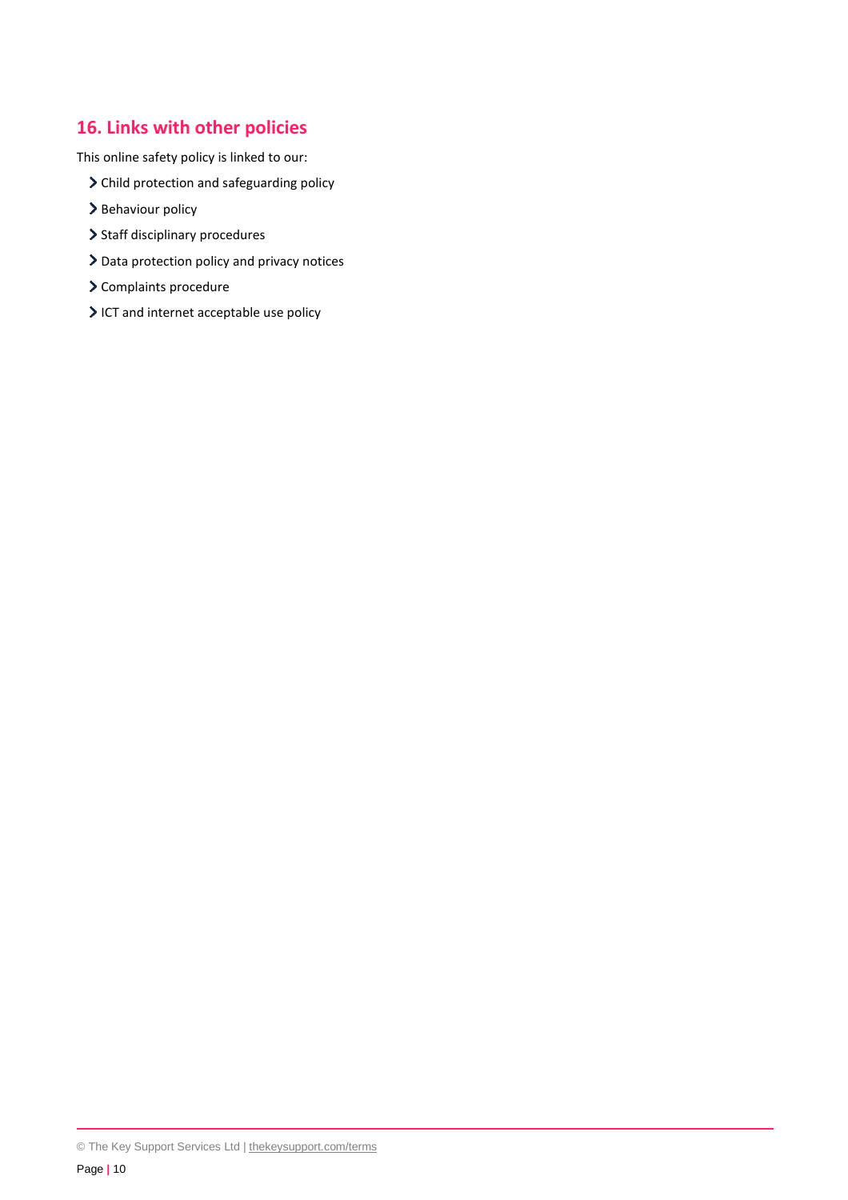## 16. Links with other policies

This online safety policy is linked to our:

- Child protection and safeguarding policy
- Behaviour policy
- Staff disciplinary procedures
- Data protection policy and privacy notices
- Complaints procedure
- ICT and internet acceptable use policy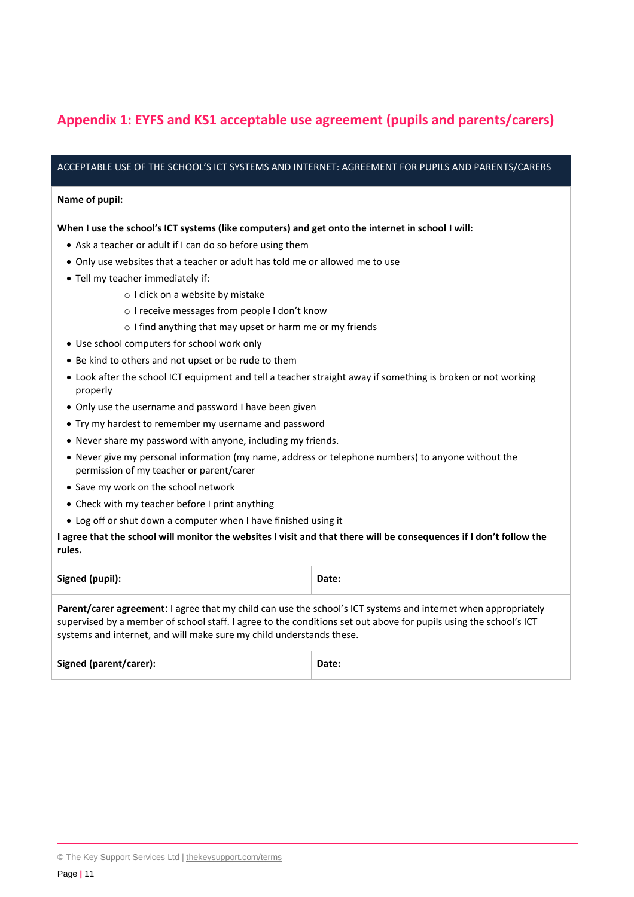## Appendix 1: EYFS and KS1 acceptable use agreement (pupils and parents/carers)

| ACCEPTABLE USE OF THE SCHOOL'S ICT SYSTEMS AND INTERNET: AGREEMENT FOR PUPILS AND PARENTS/CARERS | |
|---|---|
| **Name of pupil:** | |
| **When I use the school's ICT systems (like computers) and get onto the internet in school I will:**<br>• Ask a teacher or adult if I can do so before using them<br>• Only use websites that a teacher or adult has told me or allowed me to use<br>• Tell my teacher immediately if:<br>&nbsp;&nbsp;&nbsp;&nbsp;○ I click on a website by mistake<br>&nbsp;&nbsp;&nbsp;&nbsp;○ I receive messages from people I don't know<br>&nbsp;&nbsp;&nbsp;&nbsp;○ I find anything that may upset or harm me or my friends<br>• Use school computers for school work only<br>• Be kind to others and not upset or be rude to them<br>• Look after the school ICT equipment and tell a teacher straight away if something is broken or not working properly<br>• Only use the username and password I have been given<br>• Try my hardest to remember my username and password<br>• Never share my password with anyone, including my friends.<br>• Never give my personal information (my name, address or telephone numbers) to anyone without the permission of my teacher or parent/carer<br>• Save my work on the school network<br>• Check with my teacher before I print anything<br>• Log off or shut down a computer when I have finished using it<br>**I agree that the school will monitor the websites I visit and that there will be consequences if I don't follow the rules.** | |
| **Signed (pupil):** | **Date:** |
| **Parent/carer agreement**: I agree that my child can use the school's ICT systems and internet when appropriately supervised by a member of school staff. I agree to the conditions set out above for pupils using the school's ICT systems and internet, and will make sure my child understands these. | |
| **Signed (parent/carer):** | **Date:** |

© The Key Support Services Ltd | thekeysupport.com/terms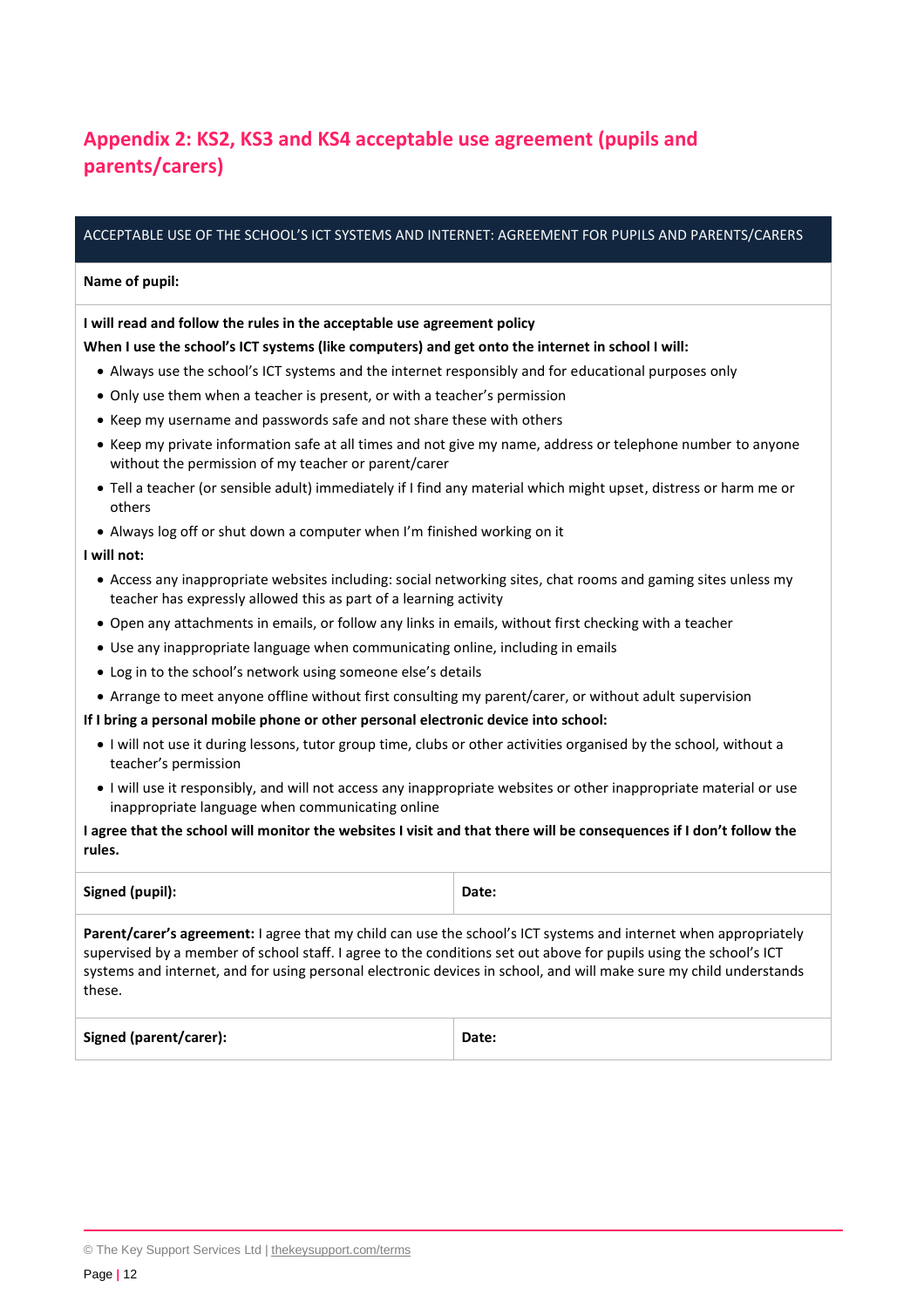## Appendix 2: KS2, KS3 and KS4 acceptable use agreement (pupils and parents/carers)

| ACCEPTABLE USE OF THE SCHOOL'S ICT SYSTEMS AND INTERNET: AGREEMENT FOR PUPILS AND PARENTS/CARERS | |
|---|---|
| **Name of pupil:** | |

**I will read and follow the rules in the acceptable use agreement policy**

**When I use the school's ICT systems (like computers) and get onto the internet in school I will:**

- Always use the school's ICT systems and the internet responsibly and for educational purposes only
- Only use them when a teacher is present, or with a teacher's permission
- Keep my username and passwords safe and not share these with others
- Keep my private information safe at all times and not give my name, address or telephone number to anyone without the permission of my teacher or parent/carer
- Tell a teacher (or sensible adult) immediately if I find any material which might upset, distress or harm me or others
- Always log off or shut down a computer when I'm finished working on it

**I will not:**

- Access any inappropriate websites including: social networking sites, chat rooms and gaming sites unless my teacher has expressly allowed this as part of a learning activity
- Open any attachments in emails, or follow any links in emails, without first checking with a teacher
- Use any inappropriate language when communicating online, including in emails
- Log in to the school's network using someone else's details
- Arrange to meet anyone offline without first consulting my parent/carer, or without adult supervision

**If I bring a personal mobile phone or other personal electronic device into school:**

- I will not use it during lessons, tutor group time, clubs or other activities organised by the school, without a teacher's permission
- I will use it responsibly, and will not access any inappropriate websites or other inappropriate material or use inappropriate language when communicating online

**I agree that the school will monitor the websites I visit and that there will be consequences if I don't follow the rules.**

| **Signed (pupil):** | **Date:** |
|---|---|

**Parent/carer's agreement:** I agree that my child can use the school's ICT systems and internet when appropriately supervised by a member of school staff. I agree to the conditions set out above for pupils using the school's ICT systems and internet, and for using personal electronic devices in school, and will make sure my child understands these.

| **Signed (parent/carer):** | **Date:** |
|---|---|

© The Key Support Services Ltd | thekeysupport.com/terms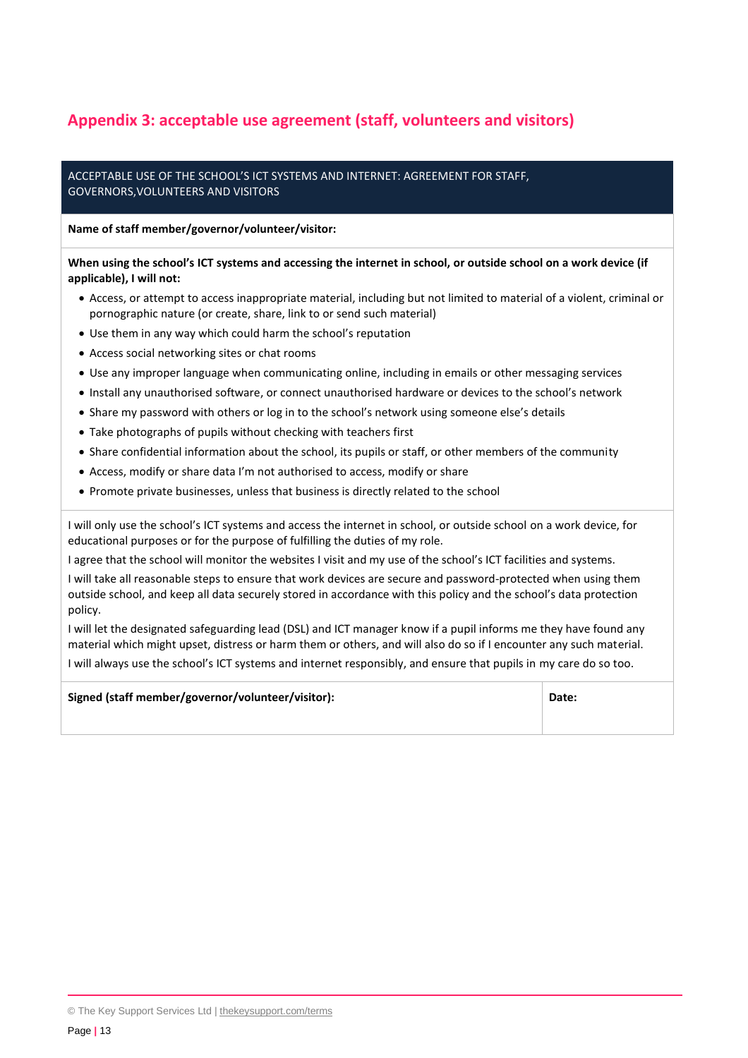## Appendix 3: acceptable use agreement (staff, volunteers and visitors)

| ACCEPTABLE USE OF THE SCHOOL'S ICT SYSTEMS AND INTERNET: AGREEMENT FOR STAFF, GOVERNORS,VOLUNTEERS AND VISITORS | |
|---|---|
| **Name of staff member/governor/volunteer/visitor:** | |
| **When using the school's ICT systems and accessing the internet in school, or outside school on a work device (if applicable), I will not:**<br>• Access, or attempt to access inappropriate material, including but not limited to material of a violent, criminal or pornographic nature (or create, share, link to or send such material)<br>• Use them in any way which could harm the school's reputation<br>• Access social networking sites or chat rooms<br>• Use any improper language when communicating online, including in emails or other messaging services<br>• Install any unauthorised software, or connect unauthorised hardware or devices to the school's network<br>• Share my password with others or log in to the school's network using someone else's details<br>• Take photographs of pupils without checking with teachers first<br>• Share confidential information about the school, its pupils or staff, or other members of the community<br>• Access, modify or share data I'm not authorised to access, modify or share<br>• Promote private businesses, unless that business is directly related to the school | |
| I will only use the school's ICT systems and access the internet in school, or outside school on a work device, for educational purposes or for the purpose of fulfilling the duties of my role.<br>I agree that the school will monitor the websites I visit and my use of the school's ICT facilities and systems.<br>I will take all reasonable steps to ensure that work devices are secure and password-protected when using them outside school, and keep all data securely stored in accordance with this policy and the school's data protection policy.<br>I will let the designated safeguarding lead (DSL) and ICT manager know if a pupil informs me they have found any material which might upset, distress or harm them or others, and will also do so if I encounter any such material.<br>I will always use the school's ICT systems and internet responsibly, and ensure that pupils in my care do so too. | |
| **Signed (staff member/governor/volunteer/visitor):** | **Date:** |

© The Key Support Services Ltd | thekeysupport.com/terms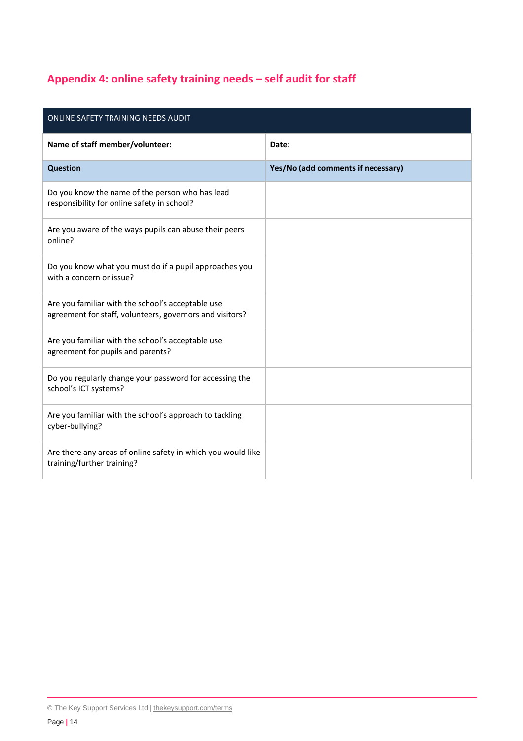## Appendix 4: online safety training needs – self audit for staff

| ONLINE SAFETY TRAINING NEEDS AUDIT | |
|---|---|
| **Name of staff member/volunteer:** | **Date**: |
| **Question** | **Yes/No (add comments if necessary)** |
| Do you know the name of the person who has lead responsibility for online safety in school? | |
| Are you aware of the ways pupils can abuse their peers online? | |
| Do you know what you must do if a pupil approaches you with a concern or issue? | |
| Are you familiar with the school's acceptable use agreement for staff, volunteers, governors and visitors? | |
| Are you familiar with the school's acceptable use agreement for pupils and parents? | |
| Do you regularly change your password for accessing the school's ICT systems? | |
| Are you familiar with the school's approach to tackling cyber-bullying? | |
| Are there any areas of online safety in which you would like training/further training? | |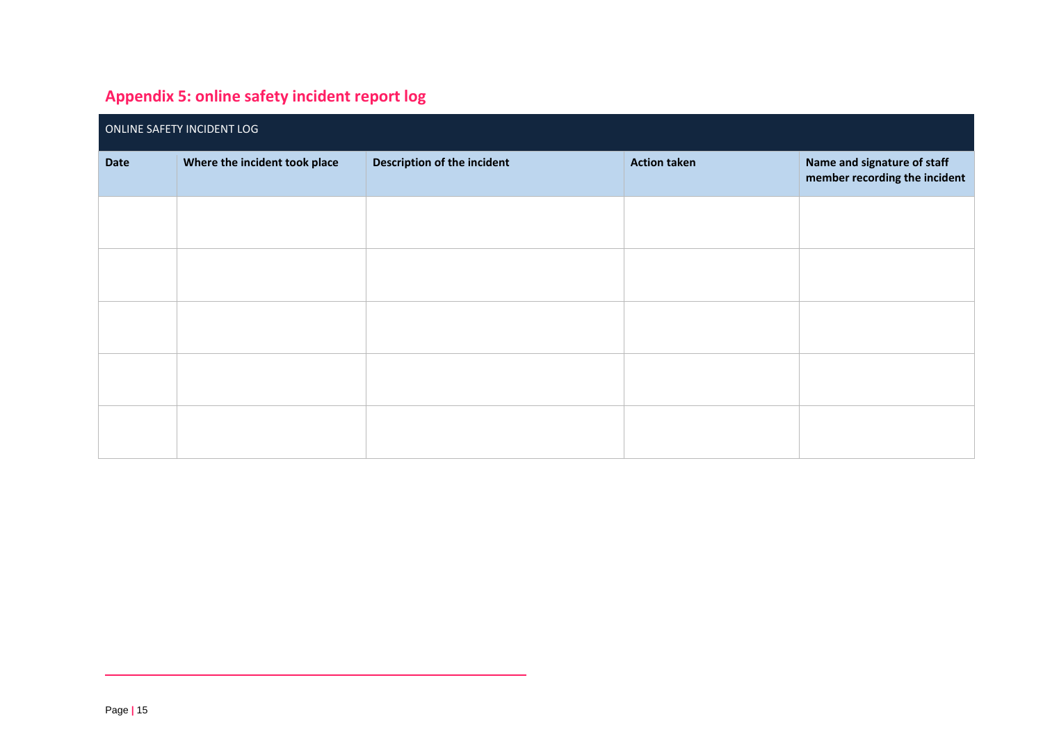## Appendix 5: online safety incident report log

| ONLINE SAFETY INCIDENT LOG | | | | |
|---|---|---|---|---|
| **Date** | **Where the incident took place** | **Description of the incident** | **Action taken** | **Name and signature of staff member recording the incident** |
| | | | | |
| | | | | |
| | | | | |
| | | | | |
| | | | | |